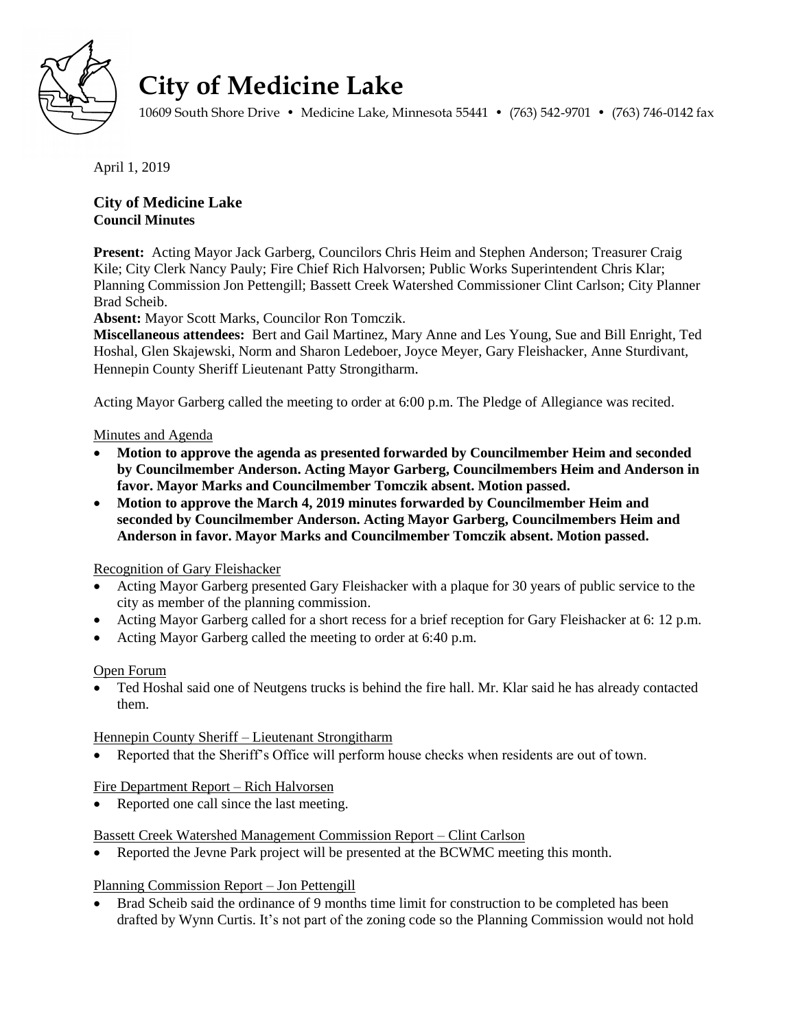# City of Medicine Lake

10609 South Shore Drive • Medicine Lake, Minnesota 55441 • (763) 542-9701 • (763) 746-0142 fax

April 1, 2019

**City of Medicine Lake**
**Council Minutes**

**Present:** Acting Mayor Jack Garberg, Councilors Chris Heim and Stephen Anderson; Treasurer Craig Kile; City Clerk Nancy Pauly; Fire Chief Rich Halvorsen; Public Works Superintendent Chris Klar; Planning Commission Jon Pettengill; Bassett Creek Watershed Commissioner Clint Carlson; City Planner Brad Scheib.

**Absent:** Mayor Scott Marks, Councilor Ron Tomczik.

**Miscellaneous attendees:** Bert and Gail Martinez, Mary Anne and Les Young, Sue and Bill Enright, Ted Hoshal, Glen Skajewski, Norm and Sharon Ledeboer, Joyce Meyer, Gary Fleishacker, Anne Sturdivant, Hennepin County Sheriff Lieutenant Patty Strongitharm.

Acting Mayor Garberg called the meeting to order at 6:00 p.m. The Pledge of Allegiance was recited.

Minutes and Agenda

- **Motion to approve the agenda as presented forwarded by Councilmember Heim and seconded by Councilmember Anderson. Acting Mayor Garberg, Councilmembers Heim and Anderson in favor. Mayor Marks and Councilmember Tomczik absent. Motion passed.**
- **Motion to approve the March 4, 2019 minutes forwarded by Councilmember Heim and seconded by Councilmember Anderson. Acting Mayor Garberg, Councilmembers Heim and Anderson in favor. Mayor Marks and Councilmember Tomczik absent. Motion passed.**

Recognition of Gary Fleishacker

- Acting Mayor Garberg presented Gary Fleishacker with a plaque for 30 years of public service to the city as member of the planning commission.
- Acting Mayor Garberg called for a short recess for a brief reception for Gary Fleishacker at 6: 12 p.m.
- Acting Mayor Garberg called the meeting to order at 6:40 p.m.

Open Forum

- Ted Hoshal said one of Neutgens trucks is behind the fire hall. Mr. Klar said he has already contacted them.

Hennepin County Sheriff – Lieutenant Strongitharm

- Reported that the Sheriff's Office will perform house checks when residents are out of town.

Fire Department Report – Rich Halvorsen

- Reported one call since the last meeting.

Bassett Creek Watershed Management Commission Report – Clint Carlson

- Reported the Jevne Park project will be presented at the BCWMC meeting this month.

Planning Commission Report – Jon Pettengill

- Brad Scheib said the ordinance of 9 months time limit for construction to be completed has been drafted by Wynn Curtis. It's not part of the zoning code so the Planning Commission would not hold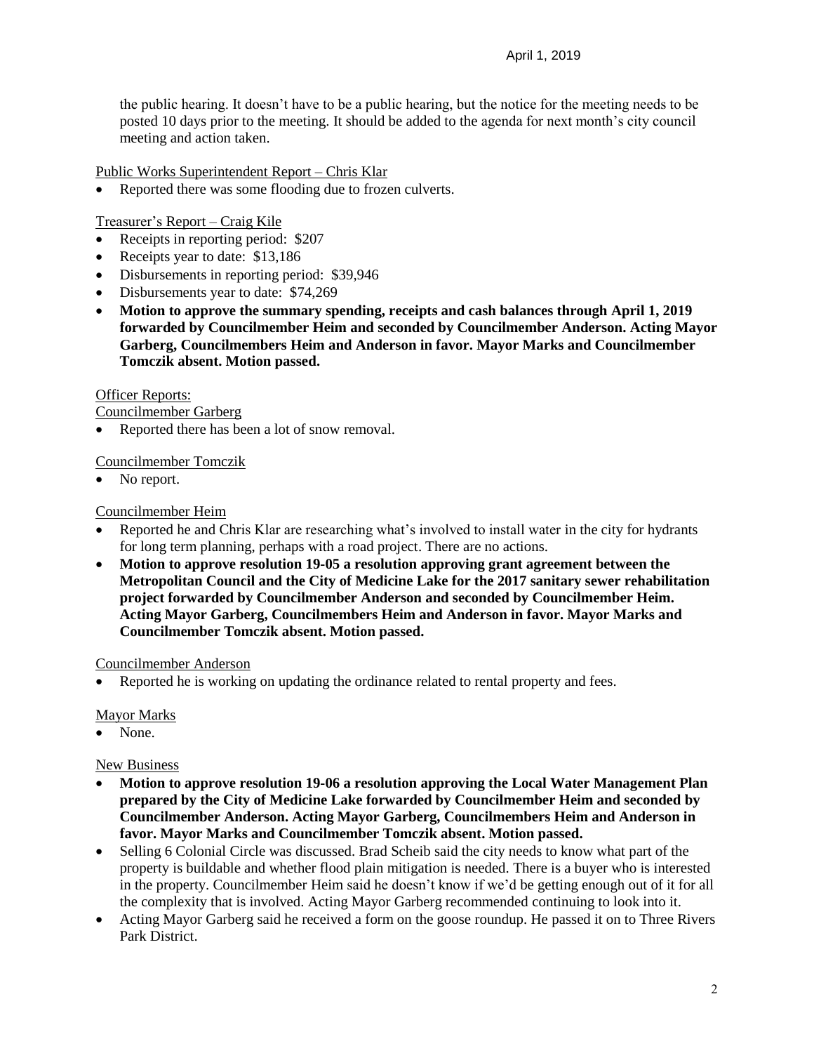the public hearing. It doesn't have to be a public hearing, but the notice for the meeting needs to be posted 10 days prior to the meeting. It should be added to the agenda for next month's city council meeting and action taken.

Public Works Superintendent Report – Chris Klar

- Reported there was some flooding due to frozen culverts.

Treasurer's Report – Craig Kile

- Receipts in reporting period: $207
- Receipts year to date: $13,186
- Disbursements in reporting period: $39,946
- Disbursements year to date: $74,269
- **Motion to approve the summary spending, receipts and cash balances through April 1, 2019 forwarded by Councilmember Heim and seconded by Councilmember Anderson. Acting Mayor Garberg, Councilmembers Heim and Anderson in favor. Mayor Marks and Councilmember Tomczik absent. Motion passed.**

Officer Reports:

Councilmember Garberg

- Reported there has been a lot of snow removal.

Councilmember Tomczik

- No report.

Councilmember Heim

- Reported he and Chris Klar are researching what's involved to install water in the city for hydrants for long term planning, perhaps with a road project. There are no actions.
- **Motion to approve resolution 19-05 a resolution approving grant agreement between the Metropolitan Council and the City of Medicine Lake for the 2017 sanitary sewer rehabilitation project forwarded by Councilmember Anderson and seconded by Councilmember Heim. Acting Mayor Garberg, Councilmembers Heim and Anderson in favor. Mayor Marks and Councilmember Tomczik absent. Motion passed.**

Councilmember Anderson

- Reported he is working on updating the ordinance related to rental property and fees.

Mayor Marks

- None.

New Business

- **Motion to approve resolution 19-06 a resolution approving the Local Water Management Plan prepared by the City of Medicine Lake forwarded by Councilmember Heim and seconded by Councilmember Anderson. Acting Mayor Garberg, Councilmembers Heim and Anderson in favor. Mayor Marks and Councilmember Tomczik absent. Motion passed.**
- Selling 6 Colonial Circle was discussed. Brad Scheib said the city needs to know what part of the property is buildable and whether flood plain mitigation is needed. There is a buyer who is interested in the property. Councilmember Heim said he doesn't know if we'd be getting enough out of it for all the complexity that is involved. Acting Mayor Garberg recommended continuing to look into it.
- Acting Mayor Garberg said he received a form on the goose roundup. He passed it on to Three Rivers Park District.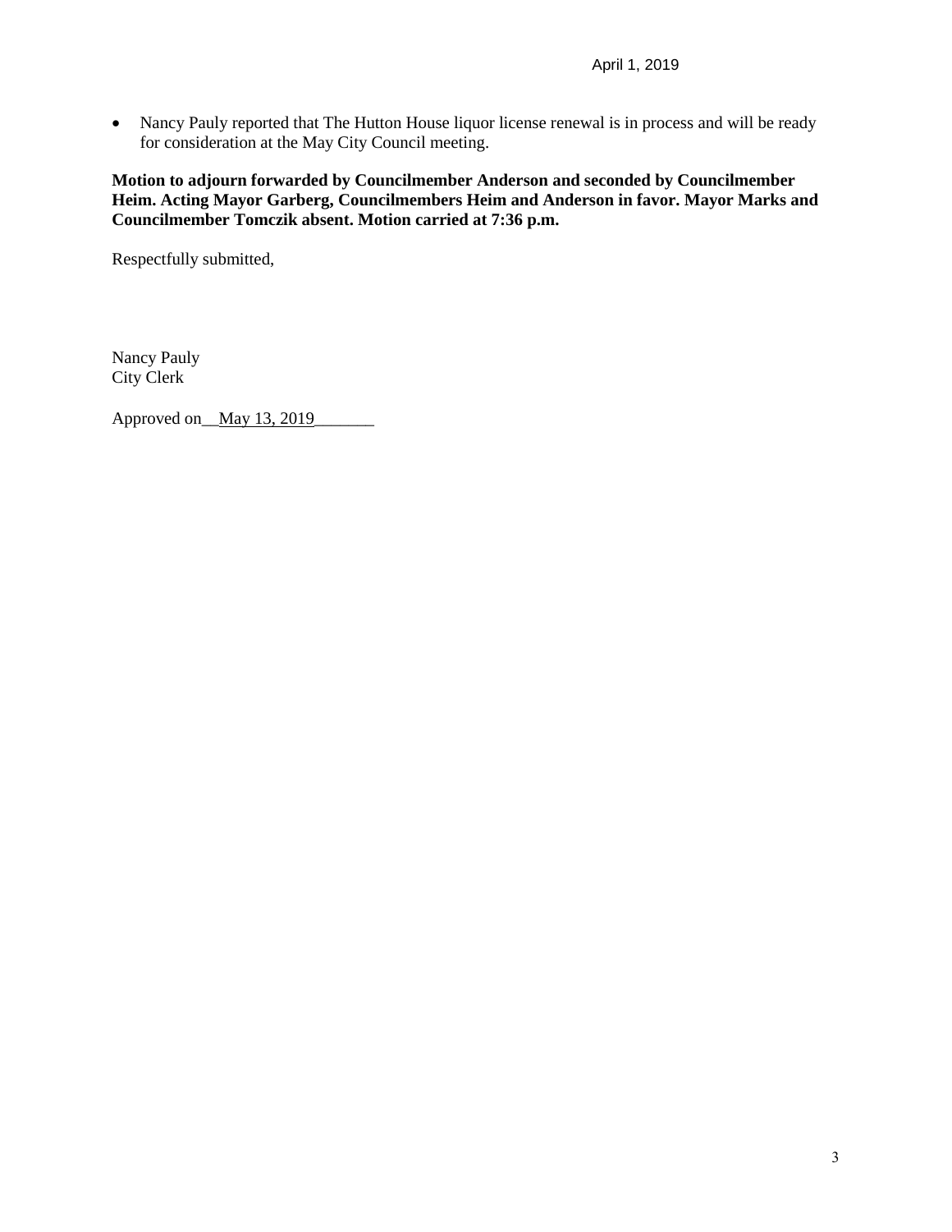- Nancy Pauly reported that The Hutton House liquor license renewal is in process and will be ready for consideration at the May City Council meeting.

**Motion to adjourn forwarded by Councilmember Anderson and seconded by Councilmember Heim. Acting Mayor Garberg, Councilmembers Heim and Anderson in favor. Mayor Marks and Councilmember Tomczik absent. Motion carried at 7:36 p.m.**

Respectfully submitted,

Nancy Pauly
City Clerk

Approved on May 13, 2019